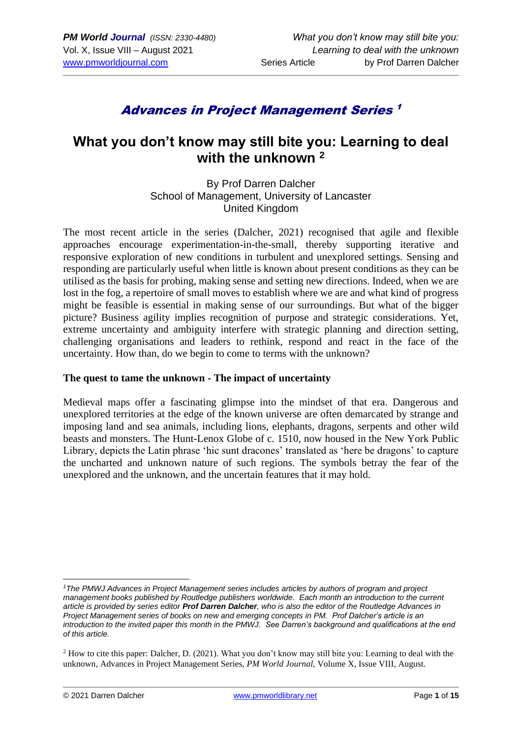# *Advances in Project Management Series* [1]

# What you don't know may still bite you: Learning to deal with the unknown [2]

By Prof Darren Dalcher
School of Management, University of Lancaster
United Kingdom

The most recent article in the series (Dalcher, 2021) recognised that agile and flexible approaches encourage experimentation-in-the-small, thereby supporting iterative and responsive exploration of new conditions in turbulent and unexplored settings. Sensing and responding are particularly useful when little is known about present conditions as they can be utilised as the basis for probing, making sense and setting new directions. Indeed, when we are lost in the fog, a repertoire of small moves to establish where we are and what kind of progress might be feasible is essential in making sense of our surroundings. But what of the bigger picture? Business agility implies recognition of purpose and strategic considerations. Yet, extreme uncertainty and ambiguity interfere with strategic planning and direction setting, challenging organisations and leaders to rethink, respond and react in the face of the uncertainty. How than, do we begin to come to terms with the unknown?

**The quest to tame the unknown - The impact of uncertainty**

Medieval maps offer a fascinating glimpse into the mindset of that era. Dangerous and unexplored territories at the edge of the known universe are often demarcated by strange and imposing land and sea animals, including lions, elephants, dragons, serpents and other wild beasts and monsters. The Hunt-Lenox Globe of c. 1510, now housed in the New York Public Library, depicts the Latin phrase 'hic sunt dracones' translated as 'here be dragons' to capture the uncharted and unknown nature of such regions. The symbols betray the fear of the unexplored and the unknown, and the uncertain features that it may hold.

---

[1] *The PMWJ Advances in Project Management series includes articles by authors of program and project management books published by Routledge publishers worldwide. Each month an introduction to the current article is provided by series editor **Prof Darren Dalcher**, who is also the editor of the Routledge Advances in Project Management series of books on new and emerging concepts in PM. Prof Dalcher's article is an introduction to the invited paper this month in the PMWJ. See Darren's background and qualifications at the end of this article.*

[2] How to cite this paper: Dalcher, D. (2021). What you don't know may still bite you: Learning to deal with the unknown, Advances in Project Management Series, *PM World Journal*, Volume X, Issue VIII, August.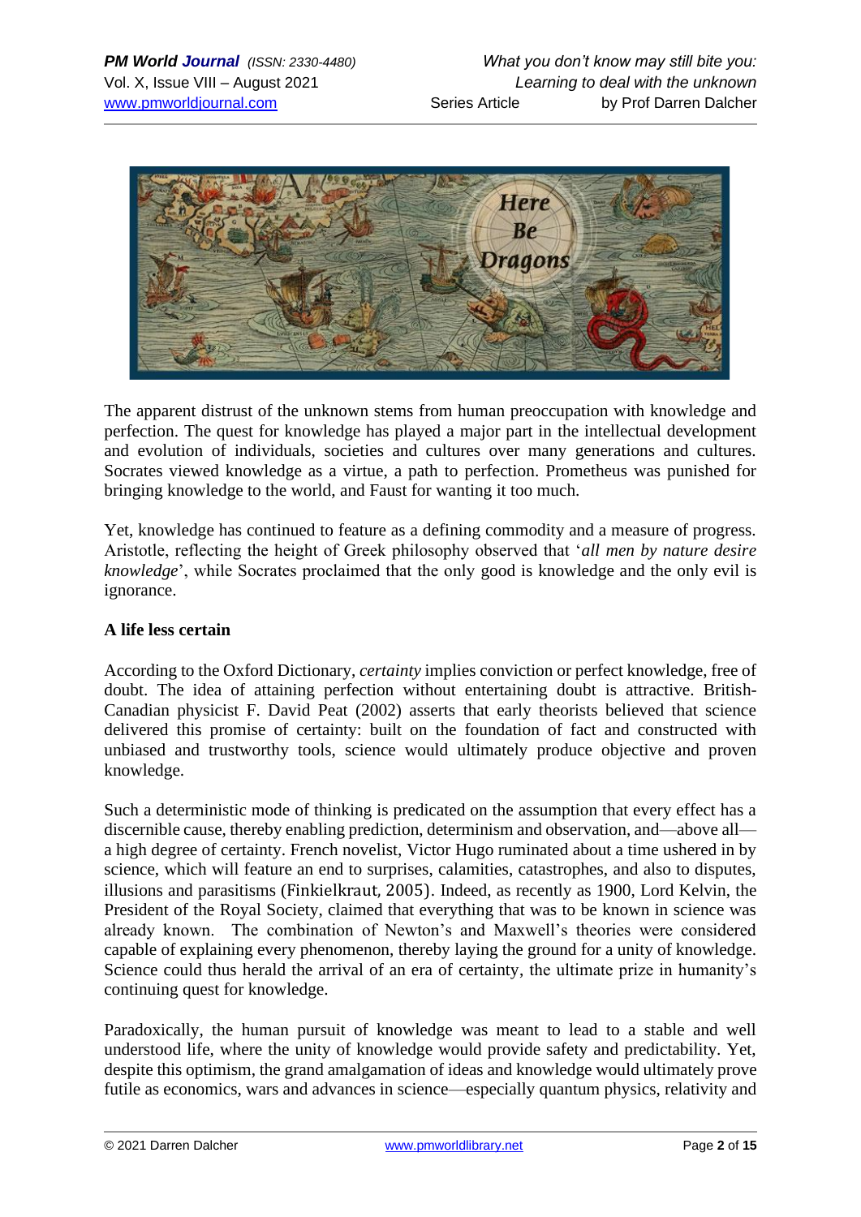The apparent distrust of the unknown stems from human preoccupation with knowledge and perfection. The quest for knowledge has played a major part in the intellectual development and evolution of individuals, societies and cultures over many generations and cultures. Socrates viewed knowledge as a virtue, a path to perfection. Prometheus was punished for bringing knowledge to the world, and Faust for wanting it too much.

Yet, knowledge has continued to feature as a defining commodity and a measure of progress. Aristotle, reflecting the height of Greek philosophy observed that '*all men by nature desire knowledge*', while Socrates proclaimed that the only good is knowledge and the only evil is ignorance.

**A life less certain**

According to the Oxford Dictionary, *certainty* implies conviction or perfect knowledge, free of doubt. The idea of attaining perfection without entertaining doubt is attractive. British-Canadian physicist F. David Peat (2002) asserts that early theorists believed that science delivered this promise of certainty: built on the foundation of fact and constructed with unbiased and trustworthy tools, science would ultimately produce objective and proven knowledge.

Such a deterministic mode of thinking is predicated on the assumption that every effect has a discernible cause, thereby enabling prediction, determinism and observation, and—above all—a high degree of certainty. French novelist, Victor Hugo ruminated about a time ushered in by science, which will feature an end to surprises, calamities, catastrophes, and also to disputes, illusions and parasitisms (Finkielkraut, 2005). Indeed, as recently as 1900, Lord Kelvin, the President of the Royal Society, claimed that everything that was to be known in science was already known. The combination of Newton's and Maxwell's theories were considered capable of explaining every phenomenon, thereby laying the ground for a unity of knowledge. Science could thus herald the arrival of an era of certainty, the ultimate prize in humanity's continuing quest for knowledge.

Paradoxically, the human pursuit of knowledge was meant to lead to a stable and well understood life, where the unity of knowledge would provide safety and predictability. Yet, despite this optimism, the grand amalgamation of ideas and knowledge would ultimately prove futile as economics, wars and advances in science—especially quantum physics, relativity and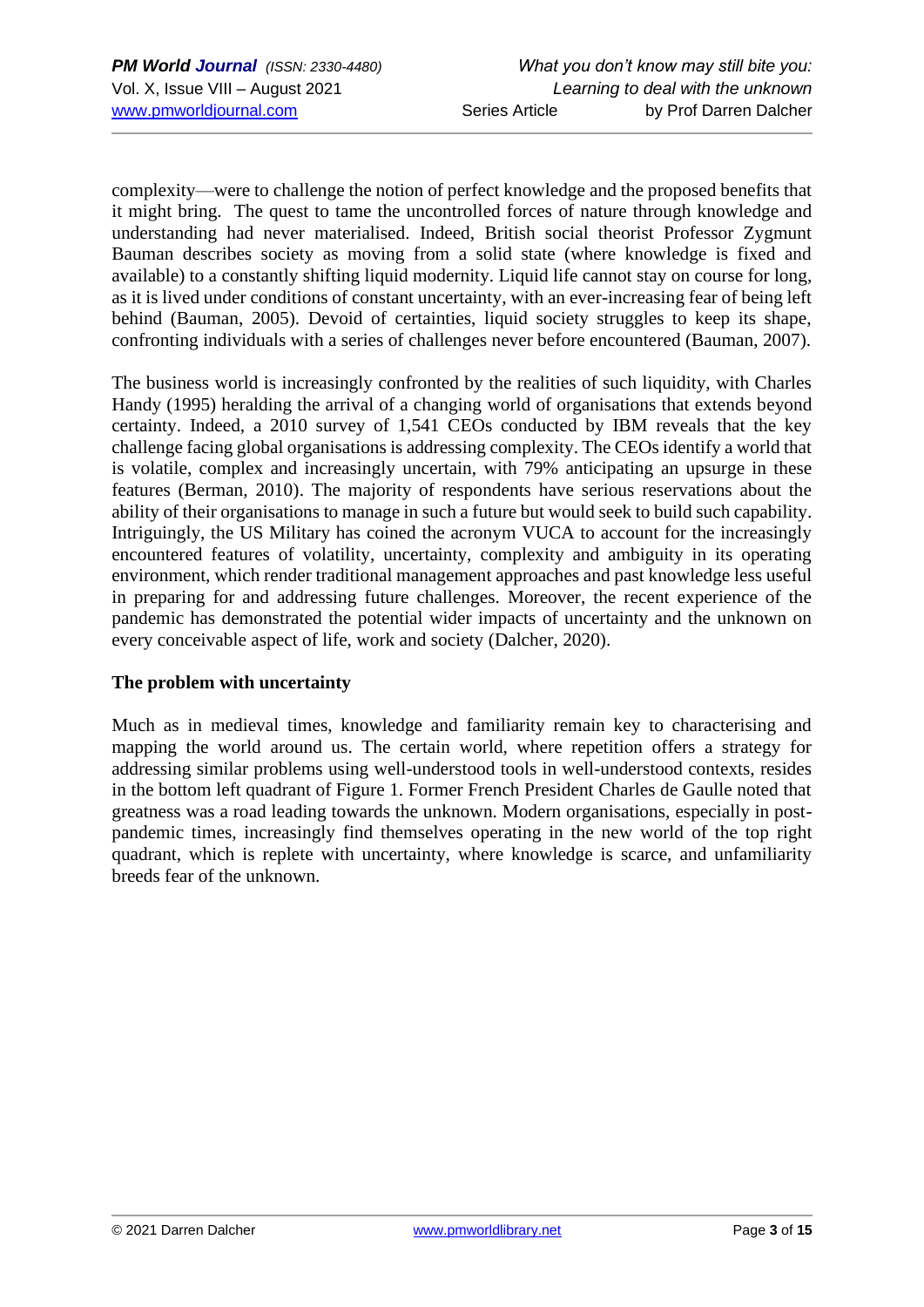complexity—were to challenge the notion of perfect knowledge and the proposed benefits that it might bring. The quest to tame the uncontrolled forces of nature through knowledge and understanding had never materialised. Indeed, British social theorist Professor Zygmunt Bauman describes society as moving from a solid state (where knowledge is fixed and available) to a constantly shifting liquid modernity. Liquid life cannot stay on course for long, as it is lived under conditions of constant uncertainty, with an ever-increasing fear of being left behind (Bauman, 2005). Devoid of certainties, liquid society struggles to keep its shape, confronting individuals with a series of challenges never before encountered (Bauman, 2007).

The business world is increasingly confronted by the realities of such liquidity, with Charles Handy (1995) heralding the arrival of a changing world of organisations that extends beyond certainty. Indeed, a 2010 survey of 1,541 CEOs conducted by IBM reveals that the key challenge facing global organisations is addressing complexity. The CEOs identify a world that is volatile, complex and increasingly uncertain, with 79% anticipating an upsurge in these features (Berman, 2010). The majority of respondents have serious reservations about the ability of their organisations to manage in such a future but would seek to build such capability. Intriguingly, the US Military has coined the acronym VUCA to account for the increasingly encountered features of volatility, uncertainty, complexity and ambiguity in its operating environment, which render traditional management approaches and past knowledge less useful in preparing for and addressing future challenges. Moreover, the recent experience of the pandemic has demonstrated the potential wider impacts of uncertainty and the unknown on every conceivable aspect of life, work and society (Dalcher, 2020).

**The problem with uncertainty**

Much as in medieval times, knowledge and familiarity remain key to characterising and mapping the world around us. The certain world, where repetition offers a strategy for addressing similar problems using well-understood tools in well-understood contexts, resides in the bottom left quadrant of Figure 1. Former French President Charles de Gaulle noted that greatness was a road leading towards the unknown. Modern organisations, especially in post-pandemic times, increasingly find themselves operating in the new world of the top right quadrant, which is replete with uncertainty, where knowledge is scarce, and unfamiliarity breeds fear of the unknown.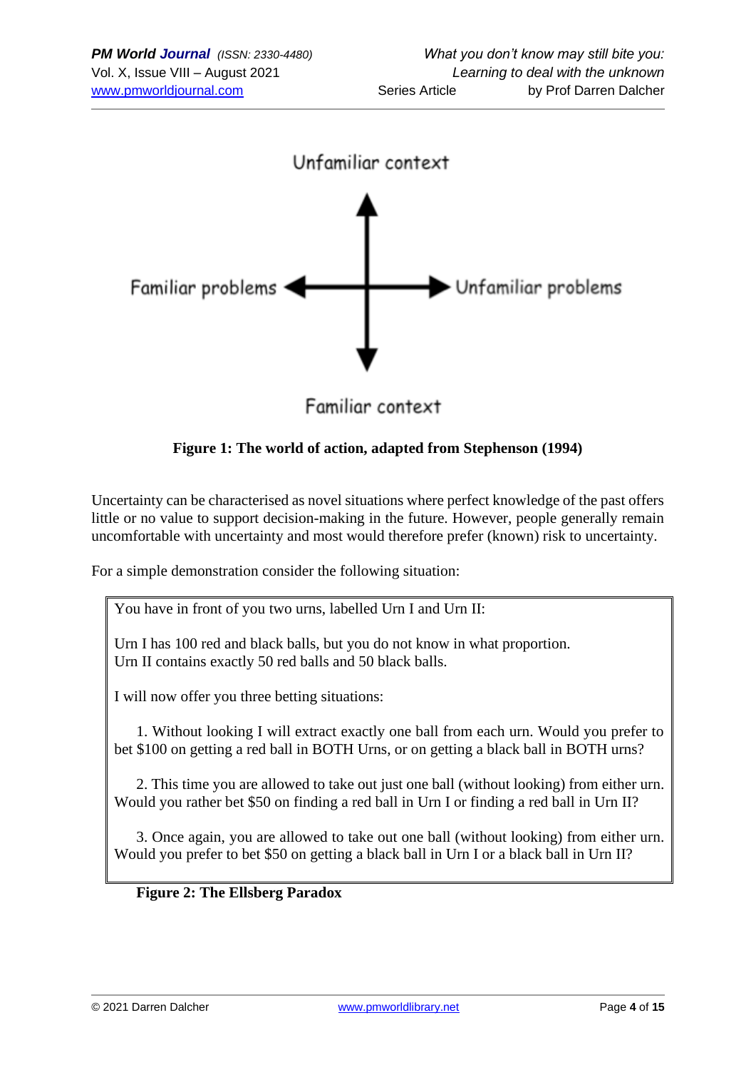Unfailiar context

Familiar problems ← → Unfamiliar problems

Familiar context

**Figure 1: The world of action, adapted from Stephenson (1994)**

Uncertainty can be characterised as novel situations where perfect knowledge of the past offers little or no value to support decision-making in the future. However, people generally remain uncomfortable with uncertainty and most would therefore prefer (known) risk to uncertainty.

For a simple demonstration consider the following situation:

> You have in front of you two urns, labelled Urn I and Urn II:
>
> Urn I has 100 red and black balls, but you do not know in what proportion.
> Urn II contains exactly 50 red balls and 50 black balls.
>
> I will now offer you three betting situations:
>
> 1. Without looking I will extract exactly one ball from each urn. Would you prefer to bet $100 on getting a red ball in BOTH Urns, or on getting a black ball in BOTH urns?
>
> 2. This time you are allowed to take out just one ball (without looking) from either urn. Would you rather bet $50 on finding a red ball in Urn I or finding a red ball in Urn II?
>
> 3. Once again, you are allowed to take out one ball (without looking) from either urn. Would you prefer to bet $50 on getting a black ball in Urn I or a black ball in Urn II?

**Figure 2: The Ellsberg Paradox**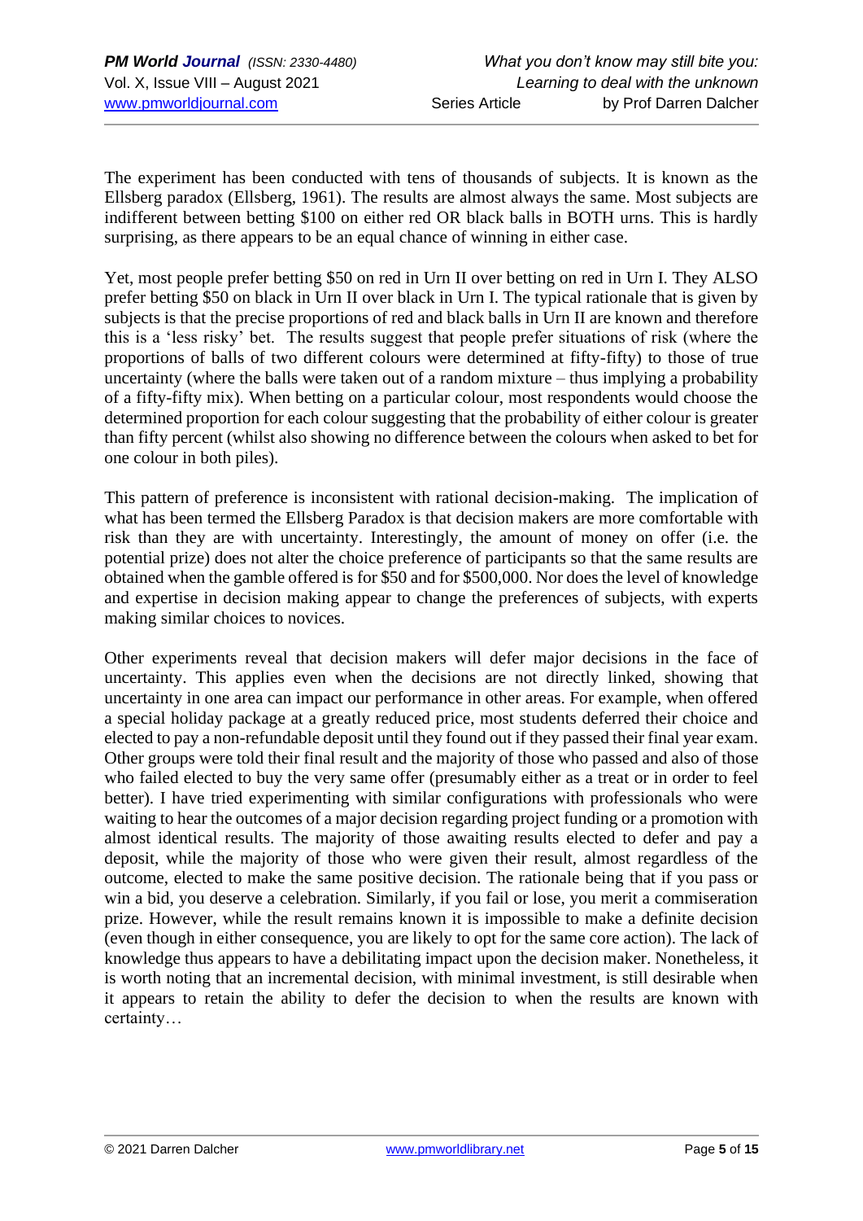The experiment has been conducted with tens of thousands of subjects. It is known as the Ellsberg paradox (Ellsberg, 1961). The results are almost always the same. Most subjects are indifferent between betting $100 on either red OR black balls in BOTH urns. This is hardly surprising, as there appears to be an equal chance of winning in either case.

Yet, most people prefer betting $50 on red in Urn II over betting on red in Urn I. They ALSO prefer betting $50 on black in Urn II over black in Urn I. The typical rationale that is given by subjects is that the precise proportions of red and black balls in Urn II are known and therefore this is a 'less risky' bet. The results suggest that people prefer situations of risk (where the proportions of balls of two different colours were determined at fifty-fifty) to those of true uncertainty (where the balls were taken out of a random mixture – thus implying a probability of a fifty-fifty mix). When betting on a particular colour, most respondents would choose the determined proportion for each colour suggesting that the probability of either colour is greater than fifty percent (whilst also showing no difference between the colours when asked to bet for one colour in both piles).

This pattern of preference is inconsistent with rational decision-making. The implication of what has been termed the Ellsberg Paradox is that decision makers are more comfortable with risk than they are with uncertainty. Interestingly, the amount of money on offer (i.e. the potential prize) does not alter the choice preference of participants so that the same results are obtained when the gamble offered is for $50 and for $500,000. Nor does the level of knowledge and expertise in decision making appear to change the preferences of subjects, with experts making similar choices to novices.

Other experiments reveal that decision makers will defer major decisions in the face of uncertainty. This applies even when the decisions are not directly linked, showing that uncertainty in one area can impact our performance in other areas. For example, when offered a special holiday package at a greatly reduced price, most students deferred their choice and elected to pay a non-refundable deposit until they found out if they passed their final year exam. Other groups were told their final result and the majority of those who passed and also of those who failed elected to buy the very same offer (presumably either as a treat or in order to feel better). I have tried experimenting with similar configurations with professionals who were waiting to hear the outcomes of a major decision regarding project funding or a promotion with almost identical results. The majority of those awaiting results elected to defer and pay a deposit, while the majority of those who were given their result, almost regardless of the outcome, elected to make the same positive decision. The rationale being that if you pass or win a bid, you deserve a celebration. Similarly, if you fail or lose, you merit a commiseration prize. However, while the result remains known it is impossible to make a definite decision (even though in either consequence, you are likely to opt for the same core action). The lack of knowledge thus appears to have a debilitating impact upon the decision maker. Nonetheless, it is worth noting that an incremental decision, with minimal investment, is still desirable when it appears to retain the ability to defer the decision to when the results are known with certainty…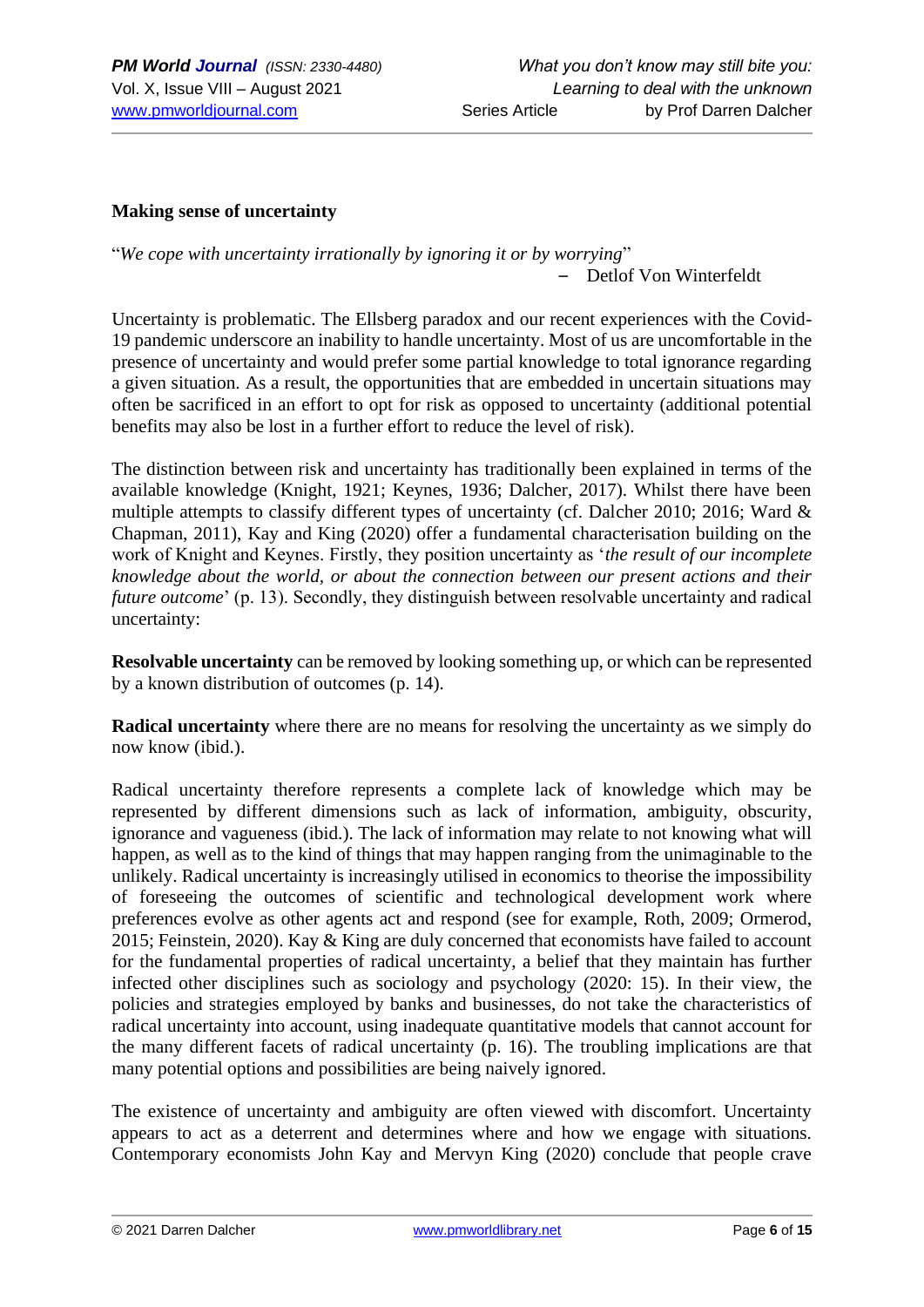**Making sense of uncertainty**

"*We cope with uncertainty irrationally by ignoring it or by worrying*"

– Detlof Von Winterfeldt

Uncertainty is problematic. The Ellsberg paradox and our recent experiences with the Covid-19 pandemic underscore an inability to handle uncertainty. Most of us are uncomfortable in the presence of uncertainty and would prefer some partial knowledge to total ignorance regarding a given situation. As a result, the opportunities that are embedded in uncertain situations may often be sacrificed in an effort to opt for risk as opposed to uncertainty (additional potential benefits may also be lost in a further effort to reduce the level of risk).

The distinction between risk and uncertainty has traditionally been explained in terms of the available knowledge (Knight, 1921; Keynes, 1936; Dalcher, 2017). Whilst there have been multiple attempts to classify different types of uncertainty (cf. Dalcher 2010; 2016; Ward & Chapman, 2011), Kay and King (2020) offer a fundamental characterisation building on the work of Knight and Keynes. Firstly, they position uncertainty as '*the result of our incomplete knowledge about the world, or about the connection between our present actions and their future outcome*' (p. 13). Secondly, they distinguish between resolvable uncertainty and radical uncertainty:

**Resolvable uncertainty** can be removed by looking something up, or which can be represented by a known distribution of outcomes (p. 14).

**Radical uncertainty** where there are no means for resolving the uncertainty as we simply do now know (ibid.).

Radical uncertainty therefore represents a complete lack of knowledge which may be represented by different dimensions such as lack of information, ambiguity, obscurity, ignorance and vagueness (ibid.). The lack of information may relate to not knowing what will happen, as well as to the kind of things that may happen ranging from the unimaginable to the unlikely. Radical uncertainty is increasingly utilised in economics to theorise the impossibility of foreseeing the outcomes of scientific and technological development work where preferences evolve as other agents act and respond (see for example, Roth, 2009; Ormerod, 2015; Feinstein, 2020). Kay & King are duly concerned that economists have failed to account for the fundamental properties of radical uncertainty, a belief that they maintain has further infected other disciplines such as sociology and psychology (2020: 15). In their view, the policies and strategies employed by banks and businesses, do not take the characteristics of radical uncertainty into account, using inadequate quantitative models that cannot account for the many different facets of radical uncertainty (p. 16). The troubling implications are that many potential options and possibilities are being naively ignored.

The existence of uncertainty and ambiguity are often viewed with discomfort. Uncertainty appears to act as a deterrent and determines where and how we engage with situations. Contemporary economists John Kay and Mervyn King (2020) conclude that people crave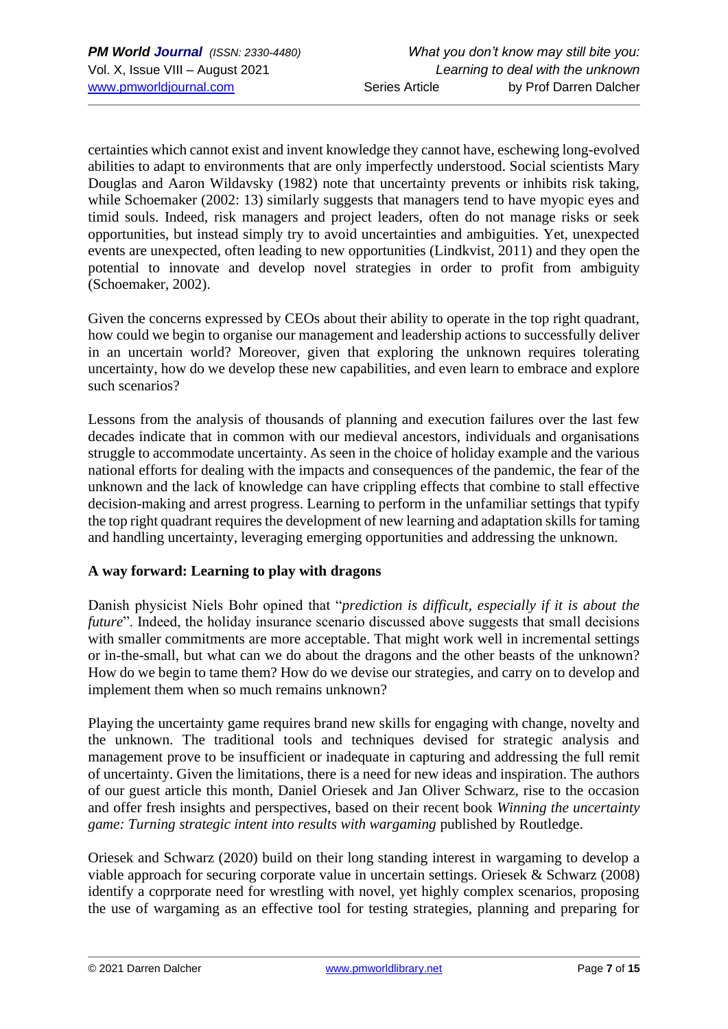certainties which cannot exist and invent knowledge they cannot have, eschewing long-evolved abilities to adapt to environments that are only imperfectly understood. Social scientists Mary Douglas and Aaron Wildavsky (1982) note that uncertainty prevents or inhibits risk taking, while Schoemaker (2002: 13) similarly suggests that managers tend to have myopic eyes and timid souls. Indeed, risk managers and project leaders, often do not manage risks or seek opportunities, but instead simply try to avoid uncertainties and ambiguities. Yet, unexpected events are unexpected, often leading to new opportunities (Lindkvist, 2011) and they open the potential to innovate and develop novel strategies in order to profit from ambiguity (Schoemaker, 2002).

Given the concerns expressed by CEOs about their ability to operate in the top right quadrant, how could we begin to organise our management and leadership actions to successfully deliver in an uncertain world? Moreover, given that exploring the unknown requires tolerating uncertainty, how do we develop these new capabilities, and even learn to embrace and explore such scenarios?

Lessons from the analysis of thousands of planning and execution failures over the last few decades indicate that in common with our medieval ancestors, individuals and organisations struggle to accommodate uncertainty. As seen in the choice of holiday example and the various national efforts for dealing with the impacts and consequences of the pandemic, the fear of the unknown and the lack of knowledge can have crippling effects that combine to stall effective decision-making and arrest progress. Learning to perform in the unfamiliar settings that typify the top right quadrant requires the development of new learning and adaptation skills for taming and handling uncertainty, leveraging emerging opportunities and addressing the unknown.

## A way forward: Learning to play with dragons

Danish physicist Niels Bohr opined that "*prediction is difficult, especially if it is about the future*". Indeed, the holiday insurance scenario discussed above suggests that small decisions with smaller commitments are more acceptable. That might work well in incremental settings or in-the-small, but what can we do about the dragons and the other beasts of the unknown? How do we begin to tame them? How do we devise our strategies, and carry on to develop and implement them when so much remains unknown?

Playing the uncertainty game requires brand new skills for engaging with change, novelty and the unknown. The traditional tools and techniques devised for strategic analysis and management prove to be insufficient or inadequate in capturing and addressing the full remit of uncertainty. Given the limitations, there is a need for new ideas and inspiration. The authors of our guest article this month, Daniel Oriesek and Jan Oliver Schwarz, rise to the occasion and offer fresh insights and perspectives, based on their recent book *Winning the uncertainty game: Turning strategic intent into results with wargaming* published by Routledge.

Oriesek and Schwarz (2020) build on their long standing interest in wargaming to develop a viable approach for securing corporate value in uncertain settings. Oriesek & Schwarz (2008) identify a coprporate need for wrestling with novel, yet highly complex scenarios, proposing the use of wargaming as an effective tool for testing strategies, planning and preparing for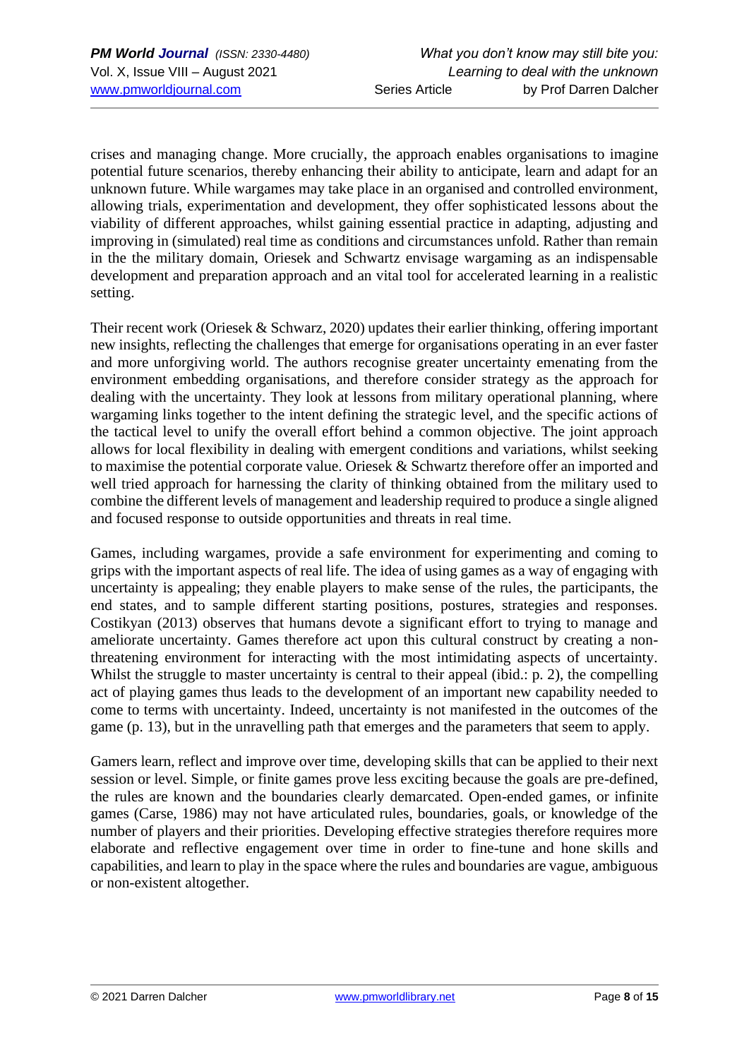crises and managing change. More crucially, the approach enables organisations to imagine potential future scenarios, thereby enhancing their ability to anticipate, learn and adapt for an unknown future. While wargames may take place in an organised and controlled environment, allowing trials, experimentation and development, they offer sophisticated lessons about the viability of different approaches, whilst gaining essential practice in adapting, adjusting and improving in (simulated) real time as conditions and circumstances unfold. Rather than remain in the the military domain, Oriesek and Schwartz envisage wargaming as an indispensable development and preparation approach and an vital tool for accelerated learning in a realistic setting.

Their recent work (Oriesek & Schwarz, 2020) updates their earlier thinking, offering important new insights, reflecting the challenges that emerge for organisations operating in an ever faster and more unforgiving world. The authors recognise greater uncertainty emenating from the environment embedding organisations, and therefore consider strategy as the approach for dealing with the uncertainty. They look at lessons from military operational planning, where wargaming links together to the intent defining the strategic level, and the specific actions of the tactical level to unify the overall effort behind a common objective. The joint approach allows for local flexibility in dealing with emergent conditions and variations, whilst seeking to maximise the potential corporate value. Oriesek & Schwartz therefore offer an imported and well tried approach for harnessing the clarity of thinking obtained from the military used to combine the different levels of management and leadership required to produce a single aligned and focused response to outside opportunities and threats in real time.

Games, including wargames, provide a safe environment for experimenting and coming to grips with the important aspects of real life. The idea of using games as a way of engaging with uncertainty is appealing; they enable players to make sense of the rules, the participants, the end states, and to sample different starting positions, postures, strategies and responses. Costikyan (2013) observes that humans devote a significant effort to trying to manage and ameliorate uncertainty. Games therefore act upon this cultural construct by creating a non-threatening environment for interacting with the most intimidating aspects of uncertainty. Whilst the struggle to master uncertainty is central to their appeal (ibid.: p. 2), the compelling act of playing games thus leads to the development of an important new capability needed to come to terms with uncertainty. Indeed, uncertainty is not manifested in the outcomes of the game (p. 13), but in the unravelling path that emerges and the parameters that seem to apply.

Gamers learn, reflect and improve over time, developing skills that can be applied to their next session or level. Simple, or finite games prove less exciting because the goals are pre-defined, the rules are known and the boundaries clearly demarcated. Open-ended games, or infinite games (Carse, 1986) may not have articulated rules, boundaries, goals, or knowledge of the number of players and their priorities. Developing effective strategies therefore requires more elaborate and reflective engagement over time in order to fine-tune and hone skills and capabilities, and learn to play in the space where the rules and boundaries are vague, ambiguous or non-existent altogether.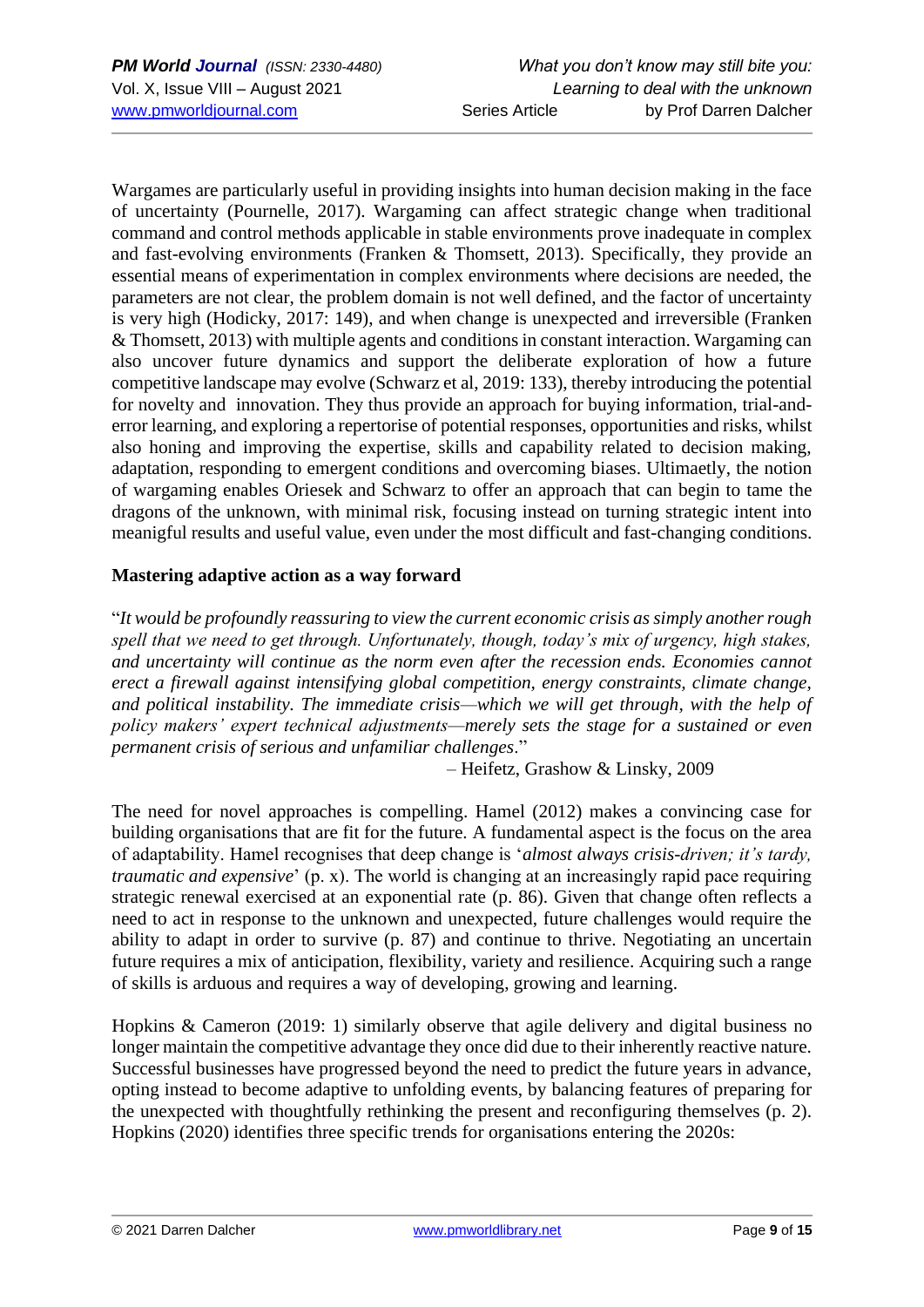Wargames are particularly useful in providing insights into human decision making in the face of uncertainty (Pournelle, 2017). Wargaming can affect strategic change when traditional command and control methods applicable in stable environments prove inadequate in complex and fast-evolving environments (Franken & Thomsett, 2013). Specifically, they provide an essential means of experimentation in complex environments where decisions are needed, the parameters are not clear, the problem domain is not well defined, and the factor of uncertainty is very high (Hodicky, 2017: 149), and when change is unexpected and irreversible (Franken & Thomsett, 2013) with multiple agents and conditions in constant interaction. Wargaming can also uncover future dynamics and support the deliberate exploration of how a future competitive landscape may evolve (Schwarz et al, 2019: 133), thereby introducing the potential for novelty and innovation. They thus provide an approach for buying information, trial-and-error learning, and exploring a repertorise of potential responses, opportunities and risks, whilst also honing and improving the expertise, skills and capability related to decision making, adaptation, responding to emergent conditions and overcoming biases. Ultimaetly, the notion of wargaming enables Oriesek and Schwarz to offer an approach that can begin to tame the dragons of the unknown, with minimal risk, focusing instead on turning strategic intent into meanigful results and useful value, even under the most difficult and fast-changing conditions.

## Mastering adaptive action as a way forward

"*It would be profoundly reassuring to view the current economic crisis as simply another rough spell that we need to get through. Unfortunately, though, today's mix of urgency, high stakes, and uncertainty will continue as the norm even after the recession ends. Economies cannot erect a firewall against intensifying global competition, energy constraints, climate change, and political instability. The immediate crisis—which we will get through, with the help of policy makers' expert technical adjustments—merely sets the stage for a sustained or even permanent crisis of serious and unfamiliar challenges*."

– Heifetz, Grashow & Linsky, 2009

The need for novel approaches is compelling. Hamel (2012) makes a convincing case for building organisations that are fit for the future. A fundamental aspect is the focus on the area of adaptability. Hamel recognises that deep change is '*almost always crisis-driven; it's tardy, traumatic and expensive*' (p. x). The world is changing at an increasingly rapid pace requiring strategic renewal exercised at an exponential rate (p. 86). Given that change often reflects a need to act in response to the unknown and unexpected, future challenges would require the ability to adapt in order to survive (p. 87) and continue to thrive. Negotiating an uncertain future requires a mix of anticipation, flexibility, variety and resilience. Acquiring such a range of skills is arduous and requires a way of developing, growing and learning.

Hopkins & Cameron (2019: 1) similarly observe that agile delivery and digital business no longer maintain the competitive advantage they once did due to their inherently reactive nature. Successful businesses have progressed beyond the need to predict the future years in advance, opting instead to become adaptive to unfolding events, by balancing features of preparing for the unexpected with thoughtfully rethinking the present and reconfiguring themselves (p. 2). Hopkins (2020) identifies three specific trends for organisations entering the 2020s: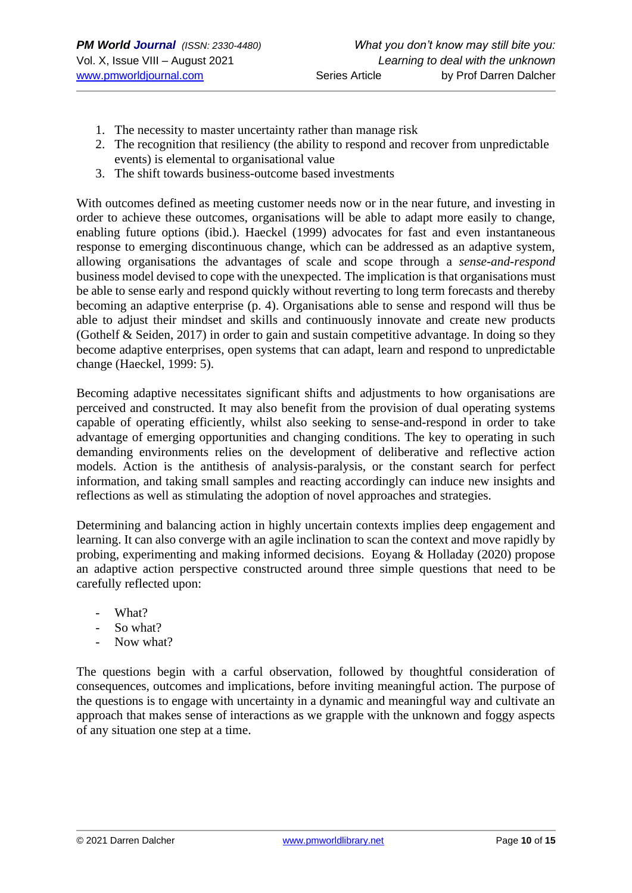1. The necessity to master uncertainty rather than manage risk
2. The recognition that resiliency (the ability to respond and recover from unpredictable events) is elemental to organisational value
3. The shift towards business-outcome based investments

With outcomes defined as meeting customer needs now or in the near future, and investing in order to achieve these outcomes, organisations will be able to adapt more easily to change, enabling future options (ibid.). Haeckel (1999) advocates for fast and even instantaneous response to emerging discontinuous change, which can be addressed as an adaptive system, allowing organisations the advantages of scale and scope through a *sense-and-respond* business model devised to cope with the unexpected. The implication is that organisations must be able to sense early and respond quickly without reverting to long term forecasts and thereby becoming an adaptive enterprise (p. 4). Organisations able to sense and respond will thus be able to adjust their mindset and skills and continuously innovate and create new products (Gothelf & Seiden, 2017) in order to gain and sustain competitive advantage. In doing so they become adaptive enterprises, open systems that can adapt, learn and respond to unpredictable change (Haeckel, 1999: 5).

Becoming adaptive necessitates significant shifts and adjustments to how organisations are perceived and constructed. It may also benefit from the provision of dual operating systems capable of operating efficiently, whilst also seeking to sense-and-respond in order to take advantage of emerging opportunities and changing conditions. The key to operating in such demanding environments relies on the development of deliberative and reflective action models. Action is the antithesis of analysis-paralysis, or the constant search for perfect information, and taking small samples and reacting accordingly can induce new insights and reflections as well as stimulating the adoption of novel approaches and strategies.

Determining and balancing action in highly uncertain contexts implies deep engagement and learning. It can also converge with an agile inclination to scan the context and move rapidly by probing, experimenting and making informed decisions. Eoyang & Holladay (2020) propose an adaptive action perspective constructed around three simple questions that need to be carefully reflected upon:

- What?
- So what?
- Now what?

The questions begin with a carful observation, followed by thoughtful consideration of consequences, outcomes and implications, before inviting meaningful action. The purpose of the questions is to engage with uncertainty in a dynamic and meaningful way and cultivate an approach that makes sense of interactions as we grapple with the unknown and foggy aspects of any situation one step at a time.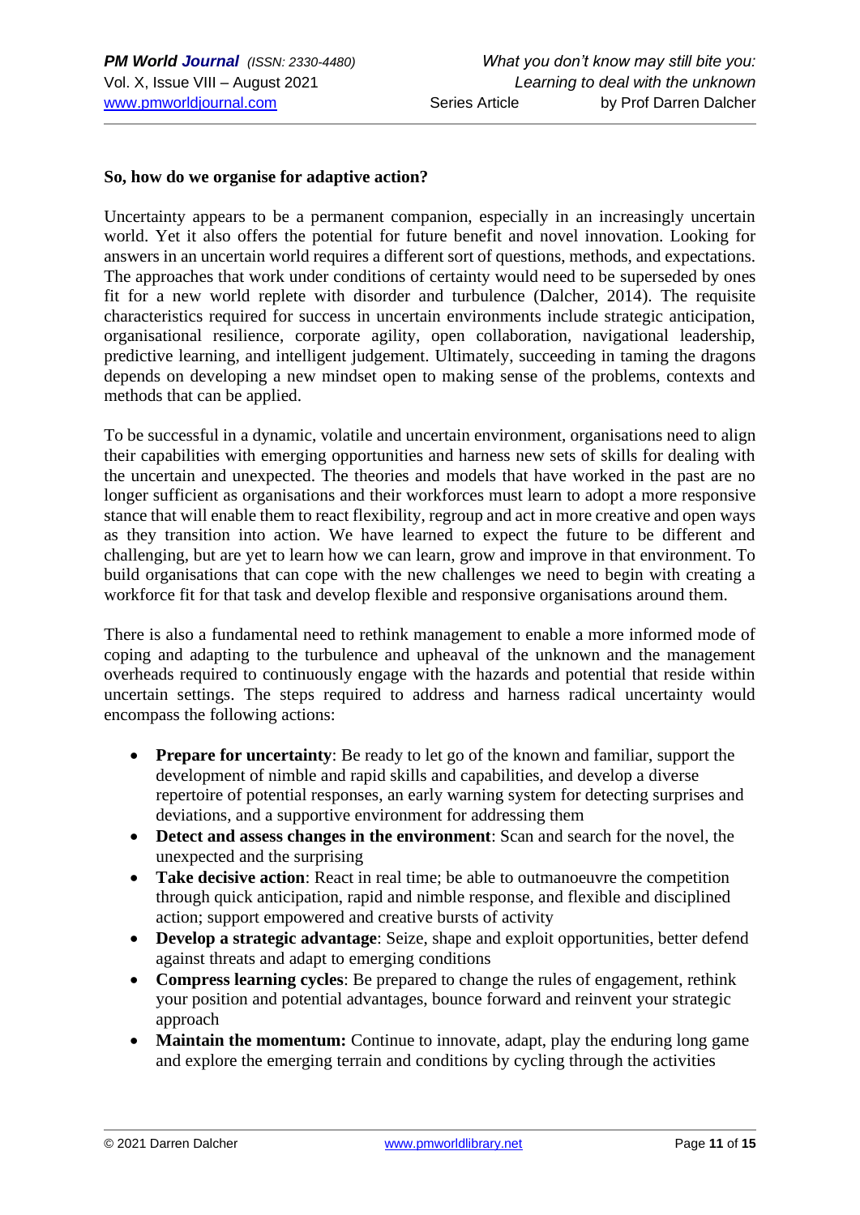**So, how do we organise for adaptive action?**

Uncertainty appears to be a permanent companion, especially in an increasingly uncertain world. Yet it also offers the potential for future benefit and novel innovation. Looking for answers in an uncertain world requires a different sort of questions, methods, and expectations. The approaches that work under conditions of certainty would need to be superseded by ones fit for a new world replete with disorder and turbulence (Dalcher, 2014). The requisite characteristics required for success in uncertain environments include strategic anticipation, organisational resilience, corporate agility, open collaboration, navigational leadership, predictive learning, and intelligent judgement. Ultimately, succeeding in taming the dragons depends on developing a new mindset open to making sense of the problems, contexts and methods that can be applied.

To be successful in a dynamic, volatile and uncertain environment, organisations need to align their capabilities with emerging opportunities and harness new sets of skills for dealing with the uncertain and unexpected. The theories and models that have worked in the past are no longer sufficient as organisations and their workforces must learn to adopt a more responsive stance that will enable them to react flexibility, regroup and act in more creative and open ways as they transition into action. We have learned to expect the future to be different and challenging, but are yet to learn how we can learn, grow and improve in that environment. To build organisations that can cope with the new challenges we need to begin with creating a workforce fit for that task and develop flexible and responsive organisations around them.

There is also a fundamental need to rethink management to enable a more informed mode of coping and adapting to the turbulence and upheaval of the unknown and the management overheads required to continuously engage with the hazards and potential that reside within uncertain settings. The steps required to address and harness radical uncertainty would encompass the following actions:

- **Prepare for uncertainty**: Be ready to let go of the known and familiar, support the development of nimble and rapid skills and capabilities, and develop a diverse repertoire of potential responses, an early warning system for detecting surprises and deviations, and a supportive environment for addressing them
- **Detect and assess changes in the environment**: Scan and search for the novel, the unexpected and the surprising
- **Take decisive action**: React in real time; be able to outmanoeuvre the competition through quick anticipation, rapid and nimble response, and flexible and disciplined action; support empowered and creative bursts of activity
- **Develop a strategic advantage**: Seize, shape and exploit opportunities, better defend against threats and adapt to emerging conditions
- **Compress learning cycles**: Be prepared to change the rules of engagement, rethink your position and potential advantages, bounce forward and reinvent your strategic approach
- **Maintain the momentum:** Continue to innovate, adapt, play the enduring long game and explore the emerging terrain and conditions by cycling through the activities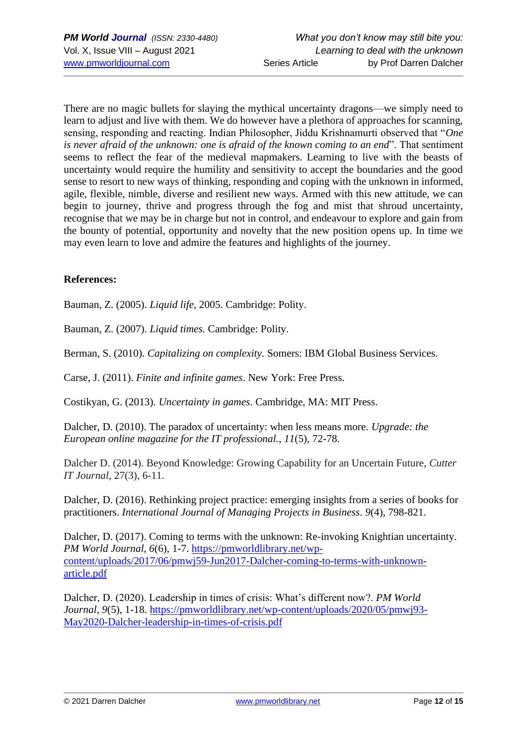There are no magic bullets for slaying the mythical uncertainty dragons—we simply need to learn to adjust and live with them. We do however have a plethora of approaches for scanning, sensing, responding and reacting. Indian Philosopher, Jiddu Krishnamurti observed that "*One is never afraid of the unknown: one is afraid of the known coming to an end*". That sentiment seems to reflect the fear of the medieval mapmakers. Learning to live with the beasts of uncertainty would require the humility and sensitivity to accept the boundaries and the good sense to resort to new ways of thinking, responding and coping with the unknown in informed, agile, flexible, nimble, diverse and resilient new ways. Armed with this new attitude, we can begin to journey, thrive and progress through the fog and mist that shroud uncertainty, recognise that we may be in charge but not in control, and endeavour to explore and gain from the bounty of potential, opportunity and novelty that the new position opens up. In time we may even learn to love and admire the features and highlights of the journey.

**References:**

Bauman, Z. (2005). *Liquid life*, 2005. Cambridge: Polity.

Bauman, Z. (2007). *Liquid times.* Cambridge: Polity.

Berman, S. (2010). *Capitalizing on complexity.* Somers: IBM Global Business Services.

Carse, J. (2011). *Finite and infinite games*. New York: Free Press.

Costikyan, G. (2013). *Uncertainty in games*. Cambridge, MA: MIT Press.

Dalcher, D. (2010). The paradox of uncertainty: when less means more. *Upgrade: the European online magazine for the IT professional.*, *11*(5), 72-78.

Dalcher D. (2014). Beyond Knowledge: Growing Capability for an Uncertain Future, *Cutter IT Journal*, 27(3), 6-11.

Dalcher, D. (2016). Rethinking project practice: emerging insights from a series of books for practitioners. *International Journal of Managing Projects in Business*. *9*(4), 798-821.

Dalcher, D. (2017). Coming to terms with the unknown: Re-invoking Knightian uncertainty. *PM World Journal*, *6*(6), 1-7. https://pmworldlibrary.net/wp-content/uploads/2017/06/pmwj59-Jun2017-Dalcher-coming-to-terms-with-unknown-article.pdf

Dalcher, D. (2020). Leadership in times of crisis: What's different now?. *PM World Journal*, *9*(5), 1-18. https://pmworldlibrary.net/wp-content/uploads/2020/05/pmwj93-May2020-Dalcher-leadership-in-times-of-crisis.pdf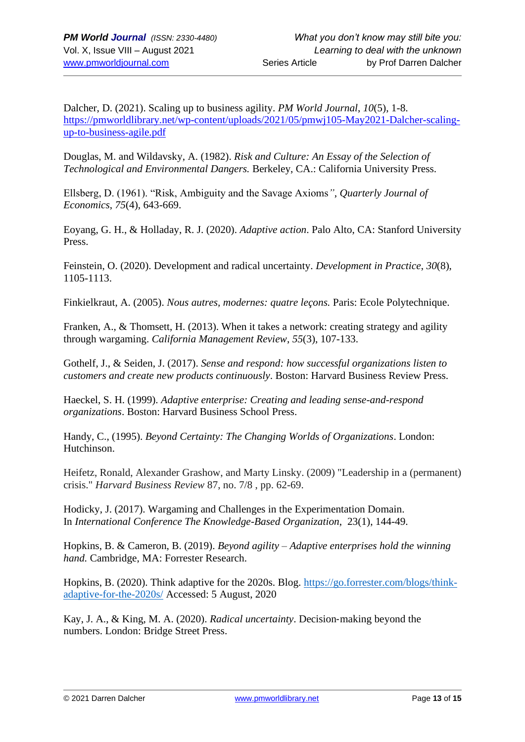Dalcher, D. (2021). Scaling up to business agility. *PM World Journal*, *10*(5), 1-8. https://pmworldlibrary.net/wp-content/uploads/2021/05/pmwj105-May2021-Dalcher-scaling-up-to-business-agile.pdf

Douglas, M. and Wildavsky, A. (1982). *Risk and Culture: An Essay of the Selection of Technological and Environmental Dangers.* Berkeley, CA.: California University Press.

Ellsberg, D. (1961). "Risk, Ambiguity and the Savage Axioms", *Quarterly Journal of Economics*, *75*(4), 643-669.

Eoyang, G. H., & Holladay, R. J. (2020). *Adaptive action*. Palo Alto, CA: Stanford University Press.

Feinstein, O. (2020). Development and radical uncertainty. *Development in Practice*, *30*(8), 1105-1113.

Finkielkraut, A. (2005). *Nous autres, modernes: quatre leçons.* Paris: Ecole Polytechnique.

Franken, A., & Thomsett, H. (2013). When it takes a network: creating strategy and agility through wargaming. *California Management Review*, *55*(3), 107-133.

Gothelf, J., & Seiden, J. (2017). *Sense and respond: how successful organizations listen to customers and create new products continuously*. Boston: Harvard Business Review Press.

Haeckel, S. H. (1999). *Adaptive enterprise: Creating and leading sense-and-respond organizations*. Boston: Harvard Business School Press.

Handy, C., (1995). *Beyond Certainty: The Changing Worlds of Organizations*. London: Hutchinson.

Heifetz, Ronald, Alexander Grashow, and Marty Linsky. (2009) "Leadership in a (permanent) crisis." *Harvard Business Review* 87, no. 7/8 , pp. 62-69.

Hodicky, J. (2017). Wargaming and Challenges in the Experimentation Domain. In *International Conference The Knowledge-Based Organization*, 23(1), 144-49.

Hopkins, B. & Cameron, B. (2019). *Beyond agility – Adaptive enterprises hold the winning hand.* Cambridge, MA: Forrester Research.

Hopkins, B. (2020). Think adaptive for the 2020s. Blog. https://go.forrester.com/blogs/think-adaptive-for-the-2020s/ Accessed: 5 August, 2020

Kay, J. A., & King, M. A. (2020). *Radical uncertainty*. Decision-making beyond the numbers. London: Bridge Street Press.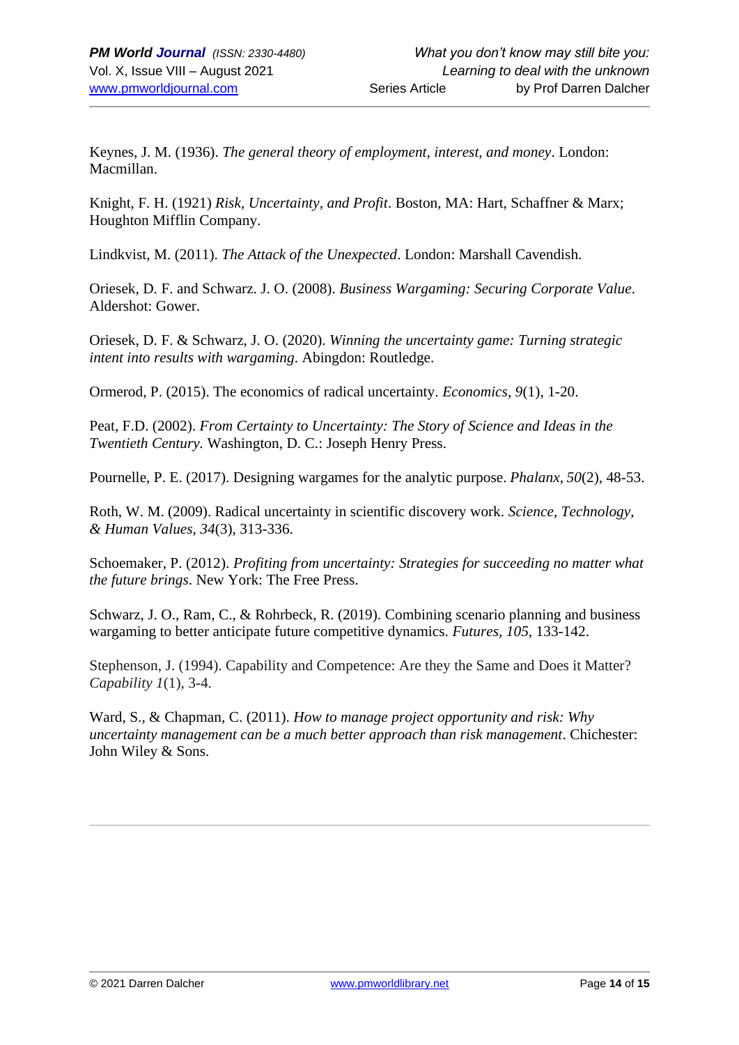Keynes, J. M. (1936). *The general theory of employment, interest, and money*. London: Macmillan.

Knight, F. H. (1921) *Risk, Uncertainty, and Profit*. Boston, MA: Hart, Schaffner & Marx; Houghton Mifflin Company.

Lindkvist, M. (2011). *The Attack of the Unexpected*. London: Marshall Cavendish.

Oriesek, D. F. and Schwarz. J. O. (2008). *Business Wargaming: Securing Corporate Value*. Aldershot: Gower.

Oriesek, D. F. & Schwarz, J. O. (2020). *Winning the uncertainty game: Turning strategic intent into results with wargaming*. Abingdon: Routledge.

Ormerod, P. (2015). The economics of radical uncertainty. *Economics*, *9*(1), 1-20.

Peat, F.D. (2002). *From Certainty to Uncertainty: The Story of Science and Ideas in the Twentieth Century.* Washington, D. C.: Joseph Henry Press.

Pournelle, P. E. (2017). Designing wargames for the analytic purpose. *Phalanx*, *50*(2), 48-53.

Roth, W. M. (2009). Radical uncertainty in scientific discovery work. *Science, Technology, & Human Values*, *34*(3), 313-336.

Schoemaker, P. (2012). *Profiting from uncertainty: Strategies for succeeding no matter what the future brings*. New York: The Free Press.

Schwarz, J. O., Ram, C., & Rohrbeck, R. (2019). Combining scenario planning and business wargaming to better anticipate future competitive dynamics. *Futures*, *105*, 133-142.

Stephenson, J. (1994). Capability and Competence: Are they the Same and Does it Matter? *Capability 1*(1), 3-4.

Ward, S., & Chapman, C. (2011). *How to manage project opportunity and risk: Why uncertainty management can be a much better approach than risk management*. Chichester: John Wiley & Sons.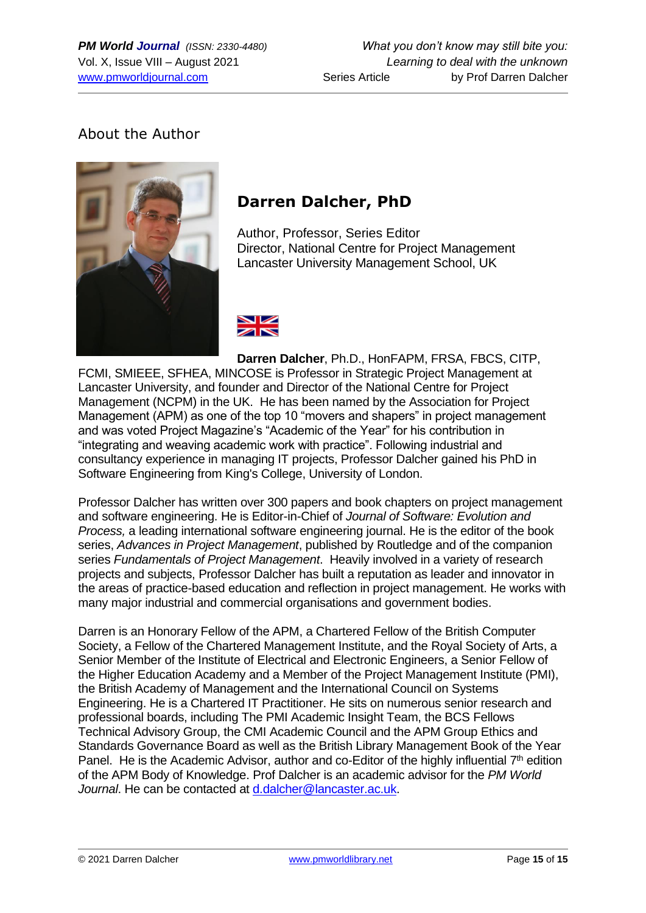## About the Author

### Darren Dalcher, PhD

Author, Professor, Series Editor
Director, National Centre for Project Management
Lancaster University Management School, UK

**Darren Dalcher**, Ph.D., HonFAPM, FRSA, FBCS, CITP, FCMI, SMIEEE, SFHEA, MINCOSE is Professor in Strategic Project Management at Lancaster University, and founder and Director of the National Centre for Project Management (NCPM) in the UK. He has been named by the Association for Project Management (APM) as one of the top 10 "movers and shapers" in project management and was voted Project Magazine's "Academic of the Year" for his contribution in "integrating and weaving academic work with practice". Following industrial and consultancy experience in managing IT projects, Professor Dalcher gained his PhD in Software Engineering from King's College, University of London.

Professor Dalcher has written over 300 papers and book chapters on project management and software engineering. He is Editor-in-Chief of *Journal of Software: Evolution and Process,* a leading international software engineering journal. He is the editor of the book series, *Advances in Project Management*, published by Routledge and of the companion series *Fundamentals of Project Management*. Heavily involved in a variety of research projects and subjects, Professor Dalcher has built a reputation as leader and innovator in the areas of practice-based education and reflection in project management. He works with many major industrial and commercial organisations and government bodies.

Darren is an Honorary Fellow of the APM, a Chartered Fellow of the British Computer Society, a Fellow of the Chartered Management Institute, and the Royal Society of Arts, a Senior Member of the Institute of Electrical and Electronic Engineers, a Senior Fellow of the Higher Education Academy and a Member of the Project Management Institute (PMI), the British Academy of Management and the International Council on Systems Engineering. He is a Chartered IT Practitioner. He sits on numerous senior research and professional boards, including The PMI Academic Insight Team, the BCS Fellows Technical Advisory Group, the CMI Academic Council and the APM Group Ethics and Standards Governance Board as well as the British Library Management Book of the Year Panel. He is the Academic Advisor, author and co-Editor of the highly influential 7th edition of the APM Body of Knowledge. Prof Dalcher is an academic advisor for the *PM World Journal*. He can be contacted at d.dalcher@lancaster.ac.uk.